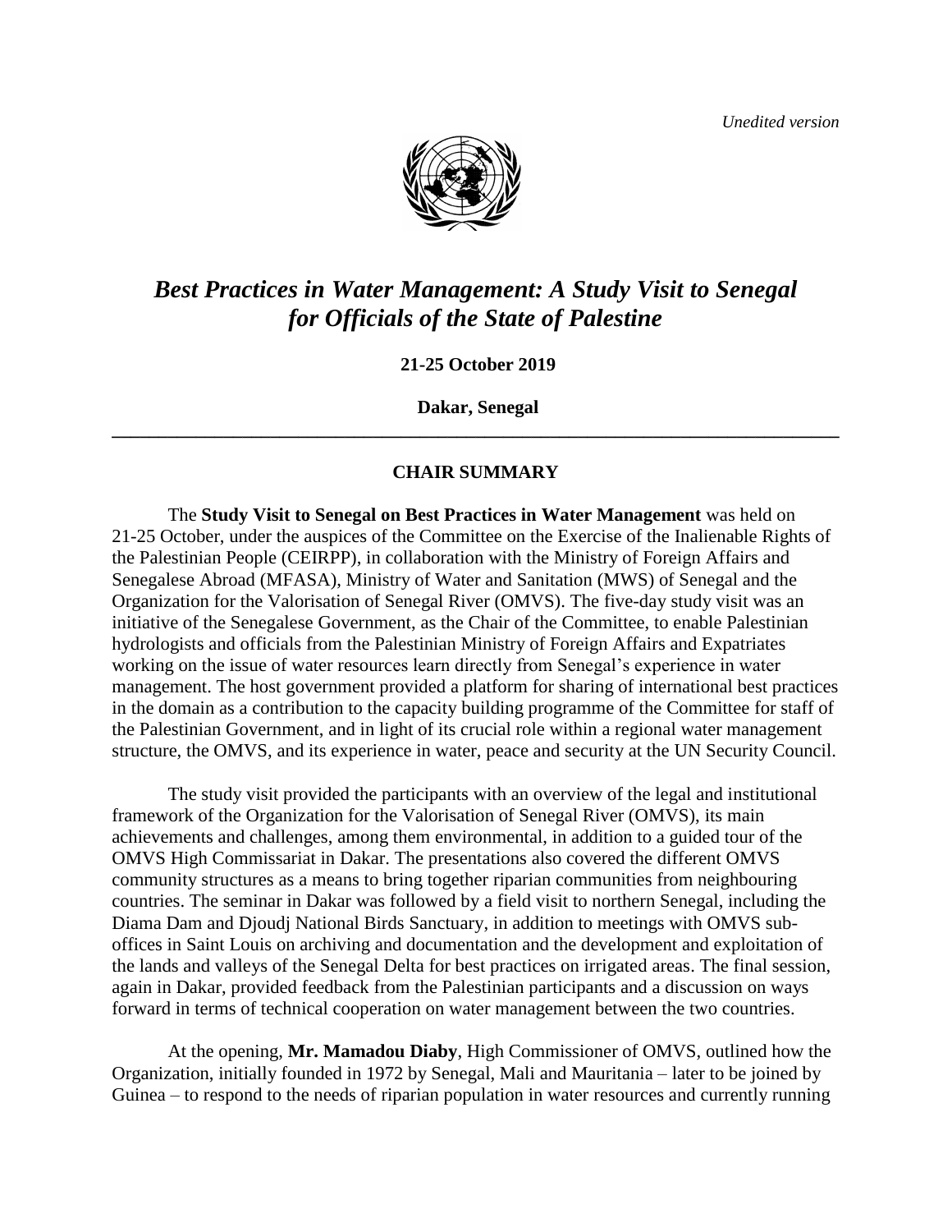*Unedited version*

# *Best Practices in Water Management: A Study Visit to Senegal for Officials of the State of Palestine*

**21-25 October 2019**

**Dakar, Senegal**

---

## CHAIR SUMMARY

The **Study Visit to Senegal on Best Practices in Water Management** was held on 21-25 October, under the auspices of the Committee on the Exercise of the Inalienable Rights of the Palestinian People (CEIRPP), in collaboration with the Ministry of Foreign Affairs and Senegalese Abroad (MFASA), Ministry of Water and Sanitation (MWS) of Senegal and the Organization for the Valorisation of Senegal River (OMVS). The five-day study visit was an initiative of the Senegalese Government, as the Chair of the Committee, to enable Palestinian hydrologists and officials from the Palestinian Ministry of Foreign Affairs and Expatriates working on the issue of water resources learn directly from Senegal's experience in water management. The host government provided a platform for sharing of international best practices in the domain as a contribution to the capacity building programme of the Committee for staff of the Palestinian Government, and in light of its crucial role within a regional water management structure, the OMVS, and its experience in water, peace and security at the UN Security Council.

The study visit provided the participants with an overview of the legal and institutional framework of the Organization for the Valorisation of Senegal River (OMVS), its main achievements and challenges, among them environmental, in addition to a guided tour of the OMVS High Commissariat in Dakar. The presentations also covered the different OMVS community structures as a means to bring together riparian communities from neighbouring countries. The seminar in Dakar was followed by a field visit to northern Senegal, including the Diama Dam and Djoudj National Birds Sanctuary, in addition to meetings with OMVS sub-offices in Saint Louis on archiving and documentation and the development and exploitation of the lands and valleys of the Senegal Delta for best practices on irrigated areas. The final session, again in Dakar, provided feedback from the Palestinian participants and a discussion on ways forward in terms of technical cooperation on water management between the two countries.

At the opening, **Mr. Mamadou Diaby**, High Commissioner of OMVS, outlined how the Organization, initially founded in 1972 by Senegal, Mali and Mauritania – later to be joined by Guinea – to respond to the needs of riparian population in water resources and currently running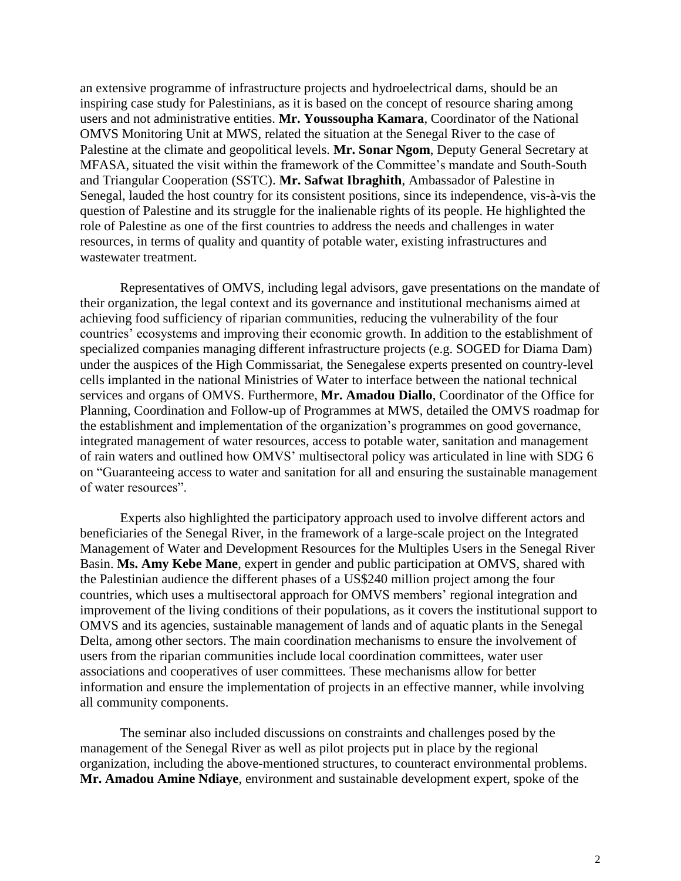an extensive programme of infrastructure projects and hydroelectrical dams, should be an inspiring case study for Palestinians, as it is based on the concept of resource sharing among users and not administrative entities. **Mr. Youssoupha Kamara**, Coordinator of the National OMVS Monitoring Unit at MWS, related the situation at the Senegal River to the case of Palestine at the climate and geopolitical levels. **Mr. Sonar Ngom**, Deputy General Secretary at MFASA, situated the visit within the framework of the Committee's mandate and South-South and Triangular Cooperation (SSTC). **Mr. Safwat Ibraghith**, Ambassador of Palestine in Senegal, lauded the host country for its consistent positions, since its independence, vis-à-vis the question of Palestine and its struggle for the inalienable rights of its people. He highlighted the role of Palestine as one of the first countries to address the needs and challenges in water resources, in terms of quality and quantity of potable water, existing infrastructures and wastewater treatment.

Representatives of OMVS, including legal advisors, gave presentations on the mandate of their organization, the legal context and its governance and institutional mechanisms aimed at achieving food sufficiency of riparian communities, reducing the vulnerability of the four countries' ecosystems and improving their economic growth. In addition to the establishment of specialized companies managing different infrastructure projects (e.g. SOGED for Diama Dam) under the auspices of the High Commissariat, the Senegalese experts presented on country-level cells implanted in the national Ministries of Water to interface between the national technical services and organs of OMVS. Furthermore, **Mr. Amadou Diallo**, Coordinator of the Office for Planning, Coordination and Follow-up of Programmes at MWS, detailed the OMVS roadmap for the establishment and implementation of the organization's programmes on good governance, integrated management of water resources, access to potable water, sanitation and management of rain waters and outlined how OMVS' multisectoral policy was articulated in line with SDG 6 on "Guaranteeing access to water and sanitation for all and ensuring the sustainable management of water resources".

Experts also highlighted the participatory approach used to involve different actors and beneficiaries of the Senegal River, in the framework of a large-scale project on the Integrated Management of Water and Development Resources for the Multiples Users in the Senegal River Basin. **Ms. Amy Kebe Mane**, expert in gender and public participation at OMVS, shared with the Palestinian audience the different phases of a US$240 million project among the four countries, which uses a multisectoral approach for OMVS members' regional integration and improvement of the living conditions of their populations, as it covers the institutional support to OMVS and its agencies, sustainable management of lands and of aquatic plants in the Senegal Delta, among other sectors. The main coordination mechanisms to ensure the involvement of users from the riparian communities include local coordination committees, water user associations and cooperatives of user committees. These mechanisms allow for better information and ensure the implementation of projects in an effective manner, while involving all community components.

The seminar also included discussions on constraints and challenges posed by the management of the Senegal River as well as pilot projects put in place by the regional organization, including the above-mentioned structures, to counteract environmental problems. **Mr. Amadou Amine Ndiaye**, environment and sustainable development expert, spoke of the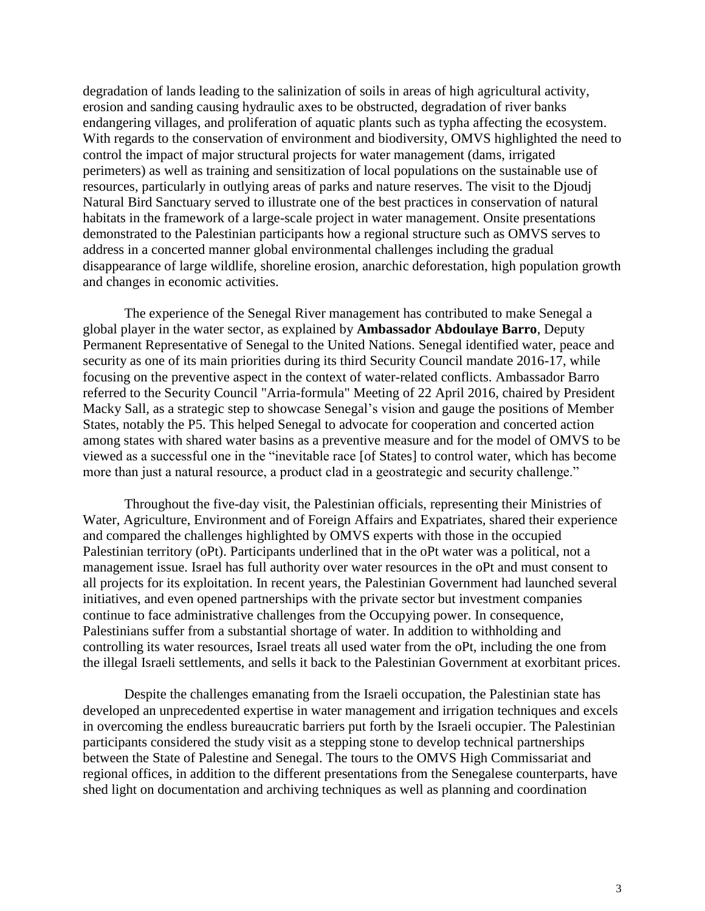degradation of lands leading to the salinization of soils in areas of high agricultural activity, erosion and sanding causing hydraulic axes to be obstructed, degradation of river banks endangering villages, and proliferation of aquatic plants such as typha affecting the ecosystem. With regards to the conservation of environment and biodiversity, OMVS highlighted the need to control the impact of major structural projects for water management (dams, irrigated perimeters) as well as training and sensitization of local populations on the sustainable use of resources, particularly in outlying areas of parks and nature reserves. The visit to the Djoudj Natural Bird Sanctuary served to illustrate one of the best practices in conservation of natural habitats in the framework of a large-scale project in water management. Onsite presentations demonstrated to the Palestinian participants how a regional structure such as OMVS serves to address in a concerted manner global environmental challenges including the gradual disappearance of large wildlife, shoreline erosion, anarchic deforestation, high population growth and changes in economic activities.

The experience of the Senegal River management has contributed to make Senegal a global player in the water sector, as explained by **Ambassador Abdoulaye Barro**, Deputy Permanent Representative of Senegal to the United Nations. Senegal identified water, peace and security as one of its main priorities during its third Security Council mandate 2016-17, while focusing on the preventive aspect in the context of water-related conflicts. Ambassador Barro referred to the Security Council "Arria-formula" Meeting of 22 April 2016, chaired by President Macky Sall, as a strategic step to showcase Senegal's vision and gauge the positions of Member States, notably the P5. This helped Senegal to advocate for cooperation and concerted action among states with shared water basins as a preventive measure and for the model of OMVS to be viewed as a successful one in the "inevitable race [of States] to control water, which has become more than just a natural resource, a product clad in a geostrategic and security challenge."

Throughout the five-day visit, the Palestinian officials, representing their Ministries of Water, Agriculture, Environment and of Foreign Affairs and Expatriates, shared their experience and compared the challenges highlighted by OMVS experts with those in the occupied Palestinian territory (oPt). Participants underlined that in the oPt water was a political, not a management issue. Israel has full authority over water resources in the oPt and must consent to all projects for its exploitation. In recent years, the Palestinian Government had launched several initiatives, and even opened partnerships with the private sector but investment companies continue to face administrative challenges from the Occupying power. In consequence, Palestinians suffer from a substantial shortage of water. In addition to withholding and controlling its water resources, Israel treats all used water from the oPt, including the one from the illegal Israeli settlements, and sells it back to the Palestinian Government at exorbitant prices.

Despite the challenges emanating from the Israeli occupation, the Palestinian state has developed an unprecedented expertise in water management and irrigation techniques and excels in overcoming the endless bureaucratic barriers put forth by the Israeli occupier. The Palestinian participants considered the study visit as a stepping stone to develop technical partnerships between the State of Palestine and Senegal. The tours to the OMVS High Commissariat and regional offices, in addition to the different presentations from the Senegalese counterparts, have shed light on documentation and archiving techniques as well as planning and coordination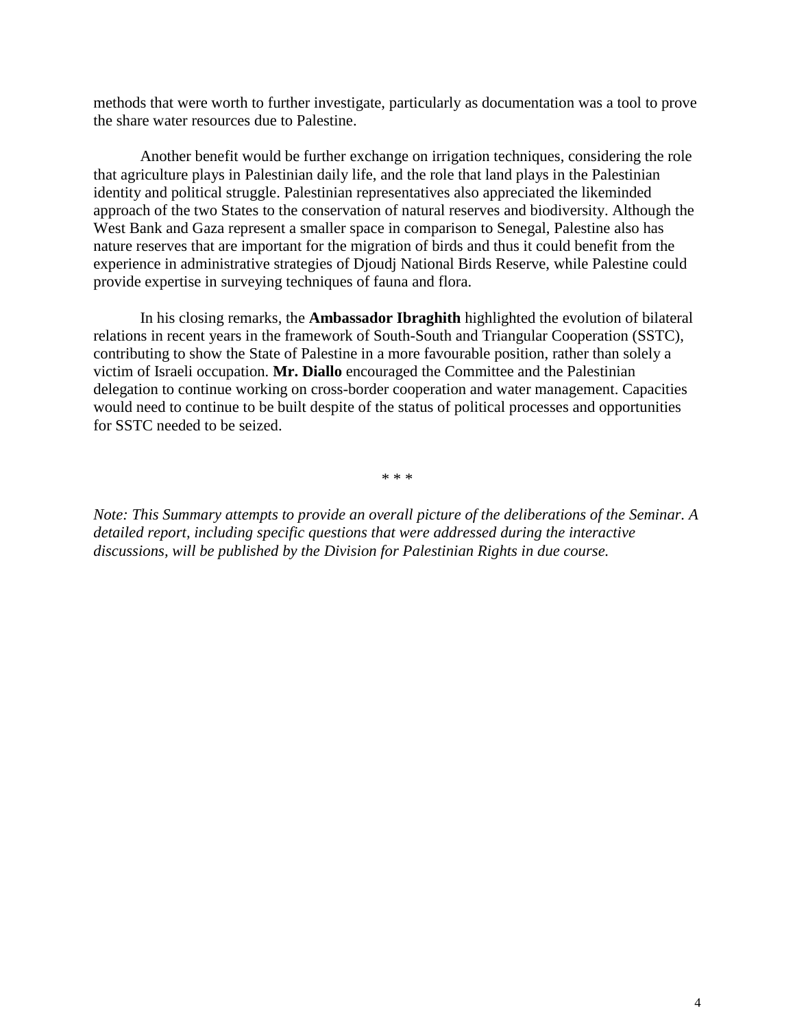methods that were worth to further investigate, particularly as documentation was a tool to prove the share water resources due to Palestine.

Another benefit would be further exchange on irrigation techniques, considering the role that agriculture plays in Palestinian daily life, and the role that land plays in the Palestinian identity and political struggle. Palestinian representatives also appreciated the likeminded approach of the two States to the conservation of natural reserves and biodiversity. Although the West Bank and Gaza represent a smaller space in comparison to Senegal, Palestine also has nature reserves that are important for the migration of birds and thus it could benefit from the experience in administrative strategies of Djoudj National Birds Reserve, while Palestine could provide expertise in surveying techniques of fauna and flora.

In his closing remarks, the **Ambassador Ibraghith** highlighted the evolution of bilateral relations in recent years in the framework of South-South and Triangular Cooperation (SSTC), contributing to show the State of Palestine in a more favourable position, rather than solely a victim of Israeli occupation. **Mr. Diallo** encouraged the Committee and the Palestinian delegation to continue working on cross-border cooperation and water management. Capacities would need to continue to be built despite of the status of political processes and opportunities for SSTC needed to be seized.

* * *

*Note: This Summary attempts to provide an overall picture of the deliberations of the Seminar. A detailed report, including specific questions that were addressed during the interactive discussions, will be published by the Division for Palestinian Rights in due course.*